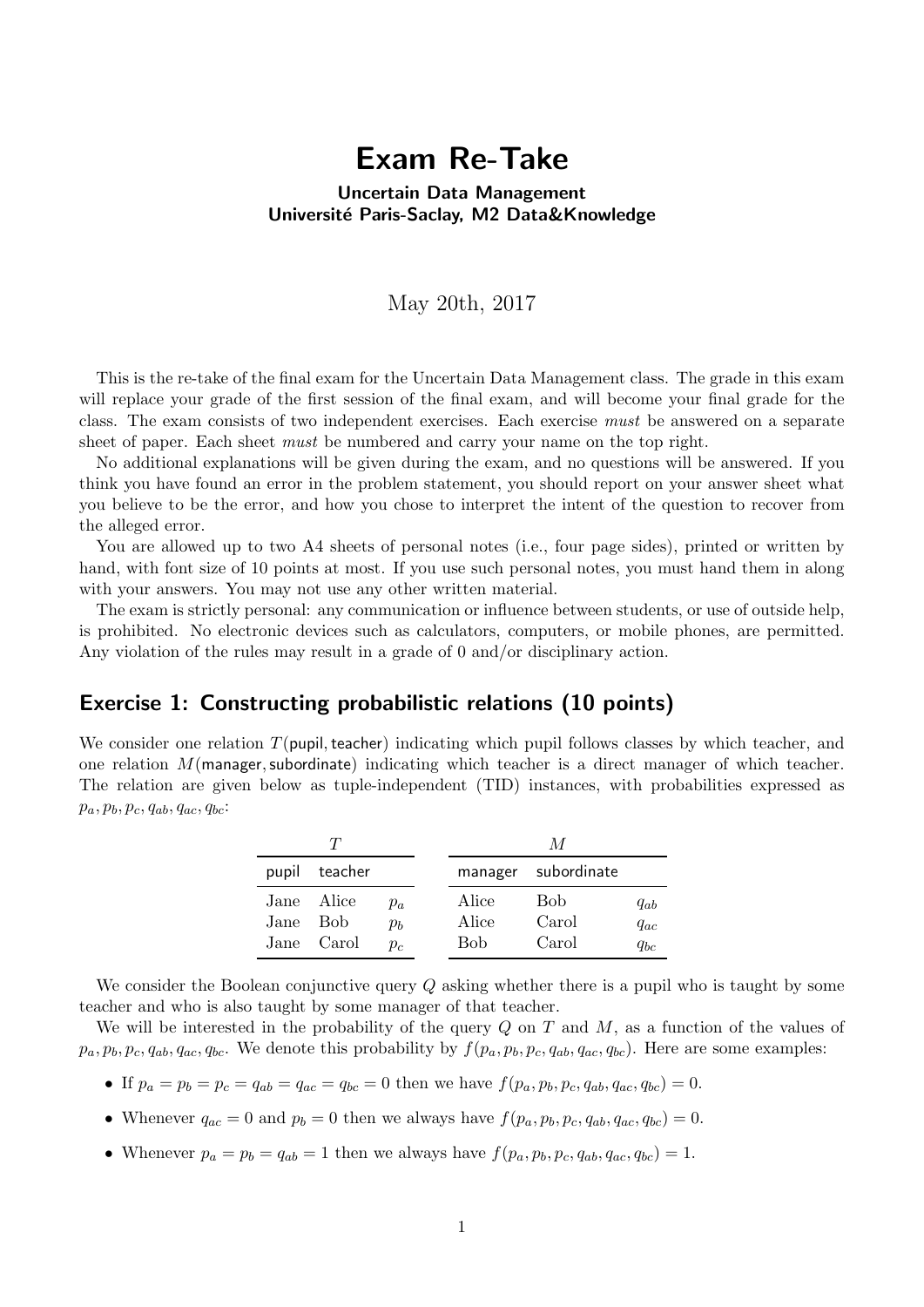# Exam Re-Take

**Uncertain Data Management**
**Université Paris-Saclay, M2 Data&Knowledge**

May 20th, 2017

This is the re-take of the final exam for the Uncertain Data Management class. The grade in this exam will replace your grade of the first session of the final exam, and will become your final grade for the class. The exam consists of two independent exercises. Each exercise *must* be answered on a separate sheet of paper. Each sheet *must* be numbered and carry your name on the top right.

No additional explanations will be given during the exam, and no questions will be answered. If you think you have found an error in the problem statement, you should report on your answer sheet what you believe to be the error, and how you chose to interpret the intent of the question to recover from the alleged error.

You are allowed up to two A4 sheets of personal notes (i.e., four page sides), printed or written by hand, with font size of 10 points at most. If you use such personal notes, you must hand them in along with your answers. You may not use any other written material.

The exam is strictly personal: any communication or influence between students, or use of outside help, is prohibited. No electronic devices such as calculators, computers, or mobile phones, are permitted. Any violation of the rules may result in a grade of 0 and/or disciplinary action.

## Exercise 1: Constructing probabilistic relations (10 points)

We consider one relation $T(\text{pupil}, \text{teacher})$ indicating which pupil follows classes by which teacher, and one relation $M(\text{manager}, \text{subordinate})$ indicating which teacher is a direct manager of which teacher. The relation are given below as tuple-independent (TID) instances, with probabilities expressed as $p_a, p_b, p_c, q_{ab}, q_{ac}, q_{bc}$:

**T**

| pupil | teacher | |
|---|---|---|
| Jane | Alice | $p_a$ |
| Jane | Bob | $p_b$ |
| Jane | Carol | $p_c$ |

**M**

| manager | subordinate | |
|---|---|---|
| Alice | Bob | $q_{ab}$ |
| Alice | Carol | $q_{ac}$ |
| Bob | Carol | $q_{bc}$ |

We consider the Boolean conjunctive query $Q$ asking whether there is a pupil who is taught by some teacher and who is also taught by some manager of that teacher.

We will be interested in the probability of the query $Q$ on $T$ and $M$, as a function of the values of $p_a, p_b, p_c, q_{ab}, q_{ac}, q_{bc}$. We denote this probability by $f(p_a, p_b, p_c, q_{ab}, q_{ac}, q_{bc})$. Here are some examples:

- If $p_a = p_b = p_c = q_{ab} = q_{ac} = q_{bc} = 0$ then we have $f(p_a, p_b, p_c, q_{ab}, q_{ac}, q_{bc}) = 0$.
- Whenever $q_{ac} = 0$ and $p_b = 0$ then we always have $f(p_a, p_b, p_c, q_{ab}, q_{ac}, q_{bc}) = 0$.
- Whenever $p_a = p_b = q_{ab} = 1$ then we always have $f(p_a, p_b, p_c, q_{ab}, q_{ac}, q_{bc}) = 1$.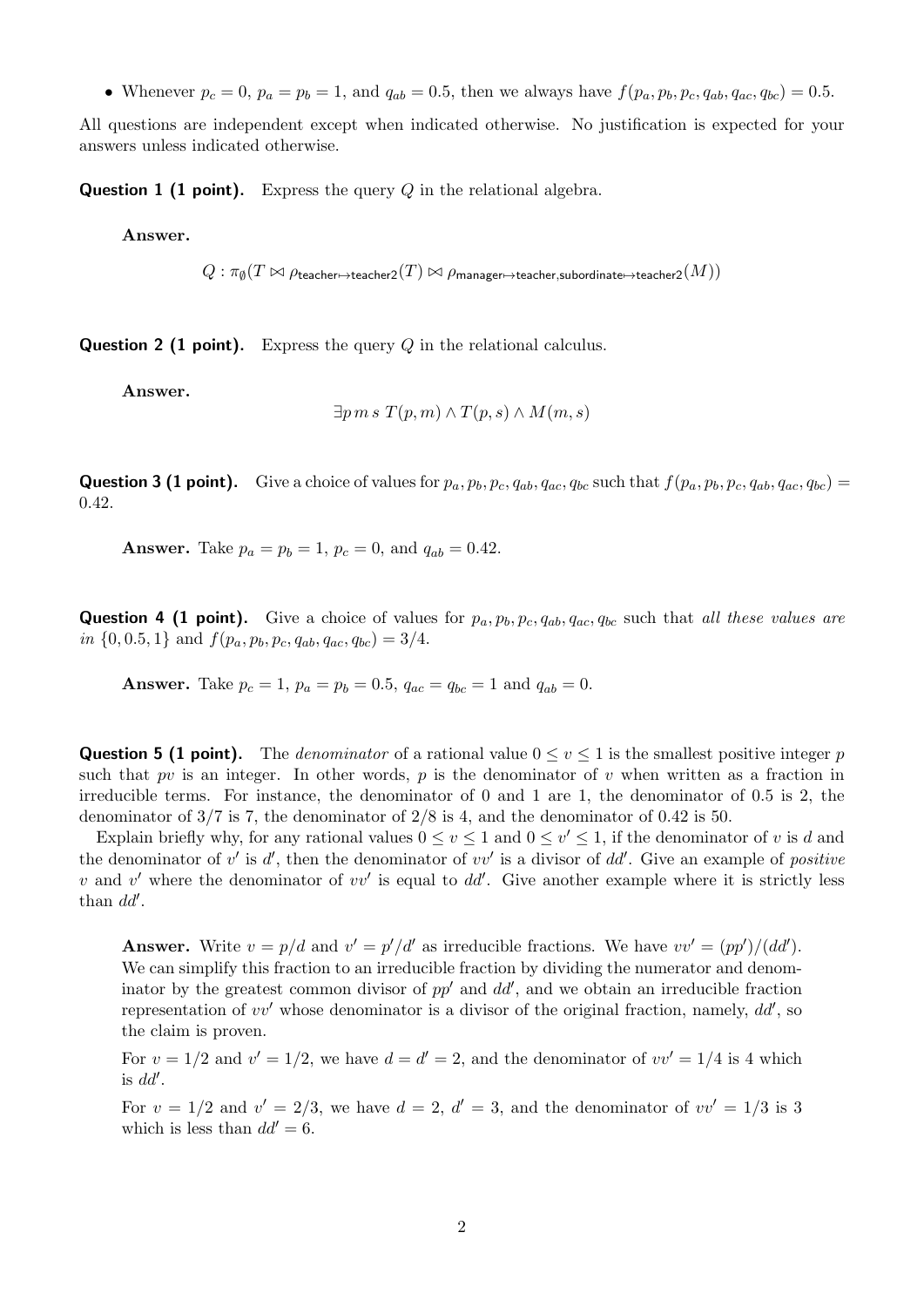- Whenever $p_c = 0$, $p_a = p_b = 1$, and $q_{ab} = 0.5$, then we always have $f(p_a, p_b, p_c, q_{ab}, q_{ac}, q_{bc}) = 0.5$.

All questions are independent except when indicated otherwise. No justification is expected for your answers unless indicated otherwise.

**Question 1 (1 point).** Express the query $Q$ in the relational algebra.

> **Answer.**
>
> $$Q : \pi_\emptyset(T \bowtie \rho_{\mathsf{teacher}\mapsto\mathsf{teacher2}}(T) \bowtie \rho_{\mathsf{manager}\mapsto\mathsf{teacher},\mathsf{subordinate}\mapsto\mathsf{teacher2}}(M))$$

**Question 2 (1 point).** Express the query $Q$ in the relational calculus.

> **Answer.**
>
> $$\exists p\, m\, s\ T(p, m) \wedge T(p, s) \wedge M(m, s)$$

**Question 3 (1 point).** Give a choice of values for $p_a, p_b, p_c, q_{ab}, q_{ac}, q_{bc}$ such that $f(p_a, p_b, p_c, q_{ab}, q_{ac}, q_{bc}) = 0.42$.

> **Answer.** Take $p_a = p_b = 1$, $p_c = 0$, and $q_{ab} = 0.42$.

**Question 4 (1 point).** Give a choice of values for $p_a, p_b, p_c, q_{ab}, q_{ac}, q_{bc}$ such that *all these values are in* $\{0, 0.5, 1\}$ and $f(p_a, p_b, p_c, q_{ab}, q_{ac}, q_{bc}) = 3/4$.

> **Answer.** Take $p_c = 1$, $p_a = p_b = 0.5$, $q_{ac} = q_{bc} = 1$ and $q_{ab} = 0$.

**Question 5 (1 point).** The *denominator* of a rational value $0 \leq v \leq 1$ is the smallest positive integer $p$ such that $pv$ is an integer. In other words, $p$ is the denominator of $v$ when written as a fraction in irreducible terms. For instance, the denominator of 0 and 1 are 1, the denominator of 0.5 is 2, the denominator of $3/7$ is 7, the denominator of $2/8$ is 4, and the denominator of 0.42 is 50.

Explain briefly why, for any rational values $0 \leq v \leq 1$ and $0 \leq v' \leq 1$, if the denominator of $v$ is $d$ and the denominator of $v'$ is $d'$, then the denominator of $vv'$ is a divisor of $dd'$. Give an example of *positive* $v$ and $v'$ where the denominator of $vv'$ is equal to $dd'$. Give another example where it is strictly less than $dd'$.

> **Answer.** Write $v = p/d$ and $v' = p'/d'$ as irreducible fractions. We have $vv' = (pp')/(dd')$. We can simplify this fraction to an irreducible fraction by dividing the numerator and denominator by the greatest common divisor of $pp'$ and $dd'$, and we obtain an irreducible fraction representation of $vv'$ whose denominator is a divisor of the original fraction, namely, $dd'$, so the claim is proven.
>
> For $v = 1/2$ and $v' = 1/2$, we have $d = d' = 2$, and the denominator of $vv' = 1/4$ is 4 which is $dd'$.
>
> For $v = 1/2$ and $v' = 2/3$, we have $d = 2$, $d' = 3$, and the denominator of $vv' = 1/3$ is 3 which is less than $dd' = 6$.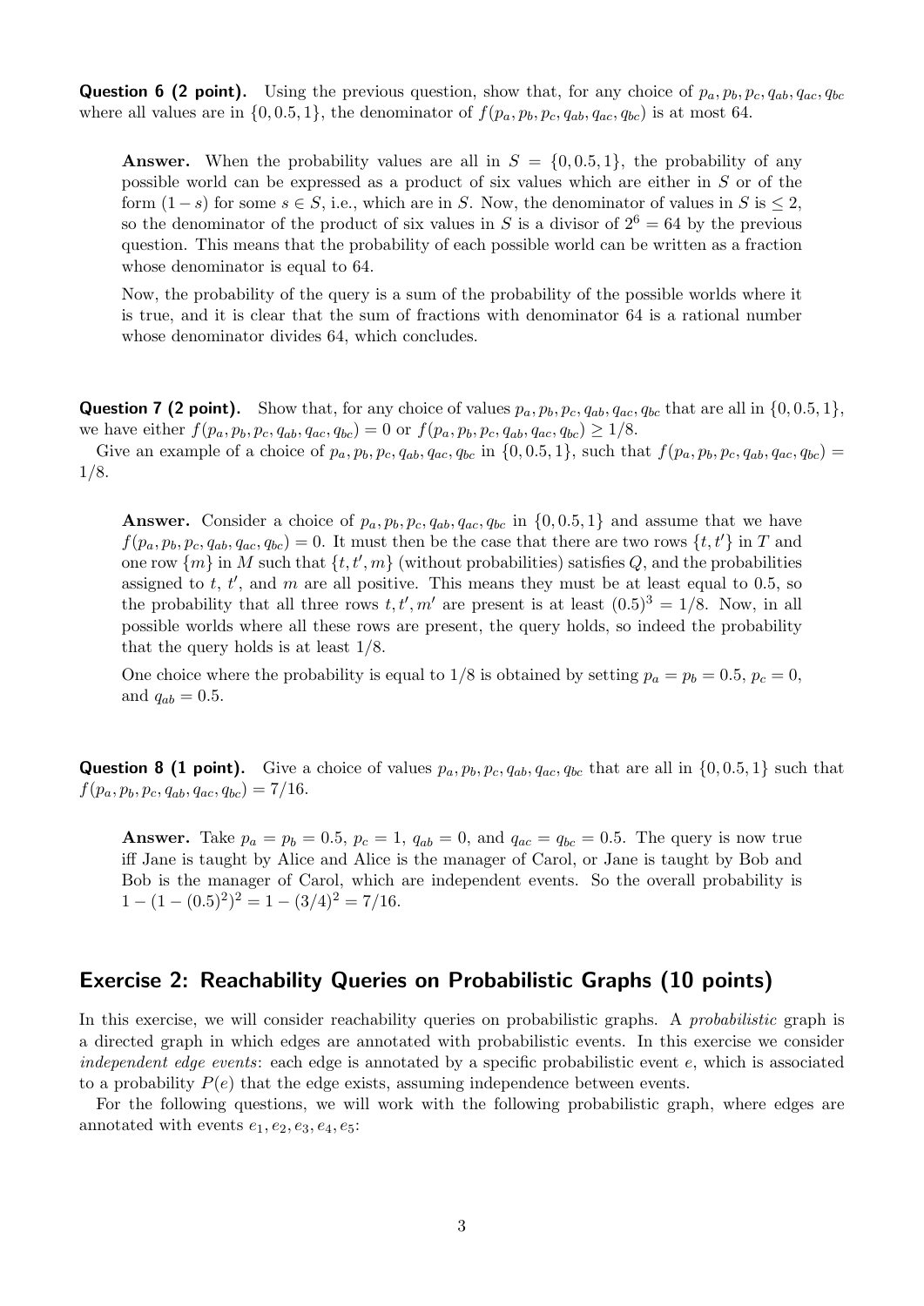**Question 6 (2 point).** Using the previous question, show that, for any choice of $p_a, p_b, p_c, q_{ab}, q_{ac}, q_{bc}$ where all values are in $\{0, 0.5, 1\}$, the denominator of $f(p_a, p_b, p_c, q_{ab}, q_{ac}, q_{bc})$ is at most 64.

> **Answer.** When the probability values are all in $S = \{0, 0.5, 1\}$, the probability of any possible world can be expressed as a product of six values which are either in $S$ or of the form $(1 - s)$ for some $s \in S$, i.e., which are in $S$. Now, the denominator of values in $S$ is $\leq 2$, so the denominator of the product of six values in $S$ is a divisor of $2^6 = 64$ by the previous question. This means that the probability of each possible world can be written as a fraction whose denominator is equal to 64.
>
> Now, the probability of the query is a sum of the probability of the possible worlds where it is true, and it is clear that the sum of fractions with denominator 64 is a rational number whose denominator divides 64, which concludes.

**Question 7 (2 point).** Show that, for any choice of values $p_a, p_b, p_c, q_{ab}, q_{ac}, q_{bc}$ that are all in $\{0, 0.5, 1\}$, we have either $f(p_a, p_b, p_c, q_{ab}, q_{ac}, q_{bc}) = 0$ or $f(p_a, p_b, p_c, q_{ab}, q_{ac}, q_{bc}) \geq 1/8$.

Give an example of a choice of $p_a, p_b, p_c, q_{ab}, q_{ac}, q_{bc}$ in $\{0, 0.5, 1\}$, such that $f(p_a, p_b, p_c, q_{ab}, q_{ac}, q_{bc}) = 1/8$.

> **Answer.** Consider a choice of $p_a, p_b, p_c, q_{ab}, q_{ac}, q_{bc}$ in $\{0, 0.5, 1\}$ and assume that we have $f(p_a, p_b, p_c, q_{ab}, q_{ac}, q_{bc}) = 0$. It must then be the case that there are two rows $\{t, t'\}$ in $T$ and one row $\{m\}$ in $M$ such that $\{t, t', m\}$ (without probabilities) satisfies $Q$, and the probabilities assigned to $t$, $t'$, and $m$ are all positive. This means they must be at least equal to 0.5, so the probability that all three rows $t, t', m'$ are present is at least $(0.5)^3 = 1/8$. Now, in all possible worlds where all these rows are present, the query holds, so indeed the probability that the query holds is at least $1/8$.
>
> One choice where the probability is equal to $1/8$ is obtained by setting $p_a = p_b = 0.5$, $p_c = 0$, and $q_{ab} = 0.5$.

**Question 8 (1 point).** Give a choice of values $p_a, p_b, p_c, q_{ab}, q_{ac}, q_{bc}$ that are all in $\{0, 0.5, 1\}$ such that $f(p_a, p_b, p_c, q_{ab}, q_{ac}, q_{bc}) = 7/16$.

> **Answer.** Take $p_a = p_b = 0.5$, $p_c = 1$, $q_{ab} = 0$, and $q_{ac} = q_{bc} = 0.5$. The query is now true iff Jane is taught by Alice and Alice is the manager of Carol, or Jane is taught by Bob and Bob is the manager of Carol, which are independent events. So the overall probability is $1 - (1 - (0.5)^2)^2 = 1 - (3/4)^2 = 7/16$.

## Exercise 2: Reachability Queries on Probabilistic Graphs (10 points)

In this exercise, we will consider reachability queries on probabilistic graphs. A *probabilistic* graph is a directed graph in which edges are annotated with probabilistic events. In this exercise we consider *independent edge events*: each edge is annotated by a specific probabilistic event $e$, which is associated to a probability $P(e)$ that the edge exists, assuming independence between events.

For the following questions, we will work with the following probabilistic graph, where edges are annotated with events $e_1, e_2, e_3, e_4, e_5$: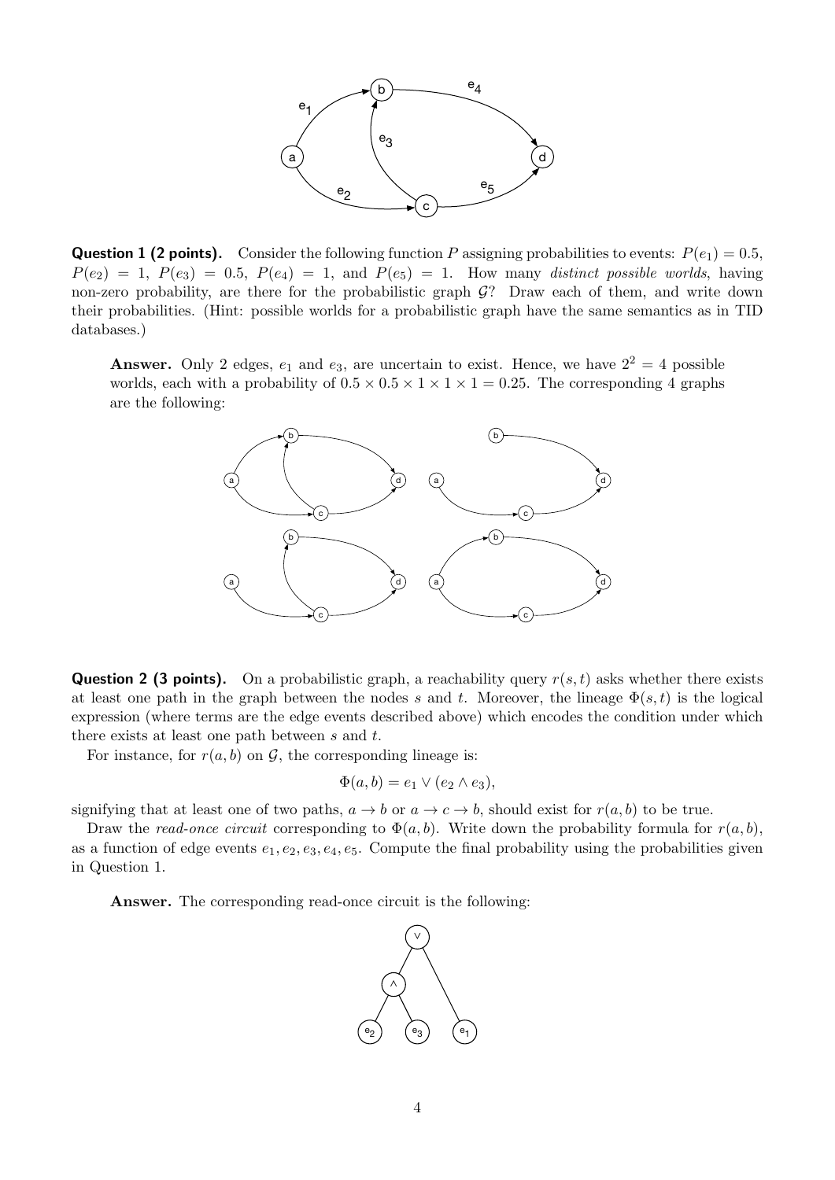**Question 1 (2 points).** Consider the following function $P$ assigning probabilities to events: $P(e_1) = 0.5$, $P(e_2) = 1$, $P(e_3) = 0.5$, $P(e_4) = 1$, and $P(e_5) = 1$. How many *distinct possible worlds*, having non-zero probability, are there for the probabilistic graph $\mathcal{G}$? Draw each of them, and write down their probabilities. (Hint: possible worlds for a probabilistic graph have the same semantics as in TID databases.)

> **Answer.** Only 2 edges, $e_1$ and $e_3$, are uncertain to exist. Hence, we have $2^2 = 4$ possible worlds, each with a probability of $0.5 \times 0.5 \times 1 \times 1 \times 1 = 0.25$. The corresponding 4 graphs are the following:

**Question 2 (3 points).** On a probabilistic graph, a reachability query $r(s,t)$ asks whether there exists at least one path in the graph between the nodes $s$ and $t$. Moreover, the lineage $\Phi(s,t)$ is the logical expression (where terms are the edge events described above) which encodes the condition under which there exists at least one path between $s$ and $t$.

For instance, for $r(a,b)$ on $\mathcal{G}$, the corresponding lineage is:

$$\Phi(a,b) = e_1 \vee (e_2 \wedge e_3),$$

signifying that at least one of two paths, $a \to b$ or $a \to c \to b$, should exist for $r(a,b)$ to be true.

Draw the *read-once circuit* corresponding to $\Phi(a,b)$. Write down the probability formula for $r(a,b)$, as a function of edge events $e_1, e_2, e_3, e_4, e_5$. Compute the final probability using the probabilities given in Question 1.

> **Answer.** The corresponding read-once circuit is the following: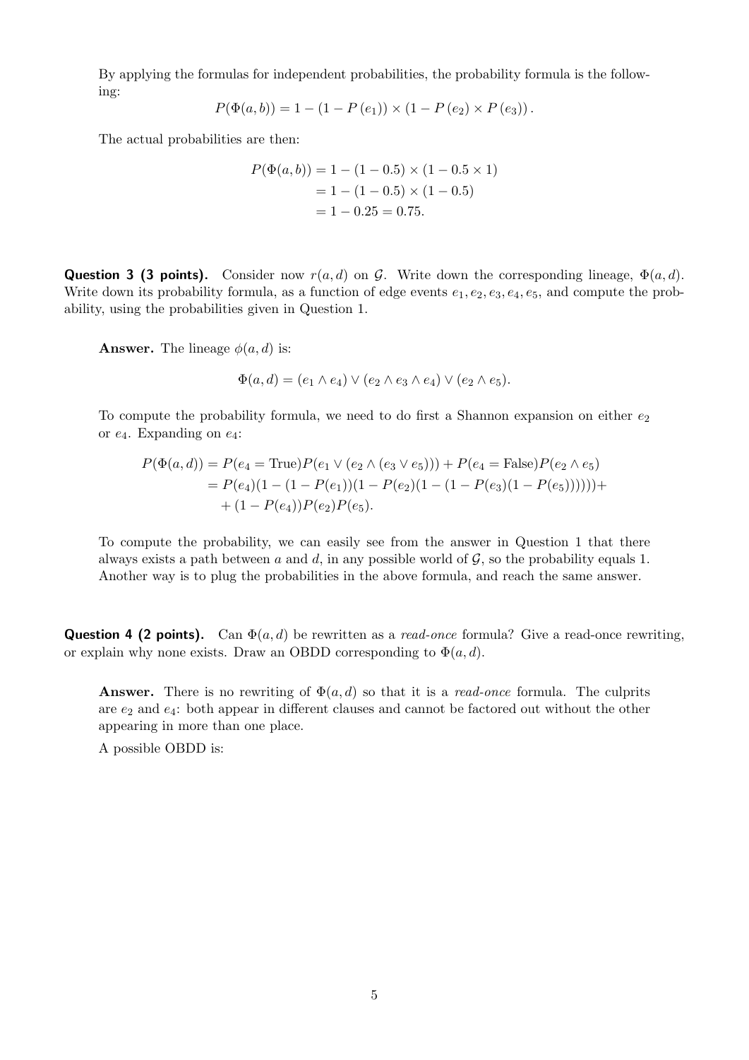By applying the formulas for independent probabilities, the probability formula is the following:

$$P(\Phi(a,b)) = 1 - (1 - P(e_1)) \times (1 - P(e_2) \times P(e_3)).$$

The actual probabilities are then:

$$\begin{aligned} P(\Phi(a,b)) &= 1 - (1 - 0.5) \times (1 - 0.5 \times 1) \\ &= 1 - (1 - 0.5) \times (1 - 0.5) \\ &= 1 - 0.25 = 0.75. \end{aligned}$$

**Question 3 (3 points).** Consider now $r(a,d)$ on $\mathcal{G}$. Write down the corresponding lineage, $\Phi(a,d)$. Write down its probability formula, as a function of edge events $e_1, e_2, e_3, e_4, e_5$, and compute the probability, using the probabilities given in Question 1.

> **Answer.** The lineage $\phi(a,d)$ is:
>
> $$\Phi(a,d) = (e_1 \wedge e_4) \vee (e_2 \wedge e_3 \wedge e_4) \vee (e_2 \wedge e_5).$$
>
> To compute the probability formula, we need to do first a Shannon expansion on either $e_2$ or $e_4$. Expanding on $e_4$:
>
> $$\begin{aligned} P(\Phi(a,d)) &= P(e_4 = \text{True})P(e_1 \vee (e_2 \wedge (e_3 \vee e_5))) + P(e_4 = \text{False})P(e_2 \wedge e_5) \\ &= P(e_4)(1 - (1 - P(e_1))(1 - P(e_2)(1 - (1 - P(e_3)(1 - P(e_5)))))) + \\ &\quad + (1 - P(e_4))P(e_2)P(e_5). \end{aligned}$$
>
> To compute the probability, we can easily see from the answer in Question 1 that there always exists a path between $a$ and $d$, in any possible world of $\mathcal{G}$, so the probability equals 1. Another way is to plug the probabilities in the above formula, and reach the same answer.

**Question 4 (2 points).** Can $\Phi(a,d)$ be rewritten as a *read-once* formula? Give a read-once rewriting, or explain why none exists. Draw an OBDD corresponding to $\Phi(a,d)$.

> **Answer.** There is no rewriting of $\Phi(a,d)$ so that it is a *read-once* formula. The culprits are $e_2$ and $e_4$: both appear in different clauses and cannot be factored out without the other appearing in more than one place.
>
> A possible OBDD is: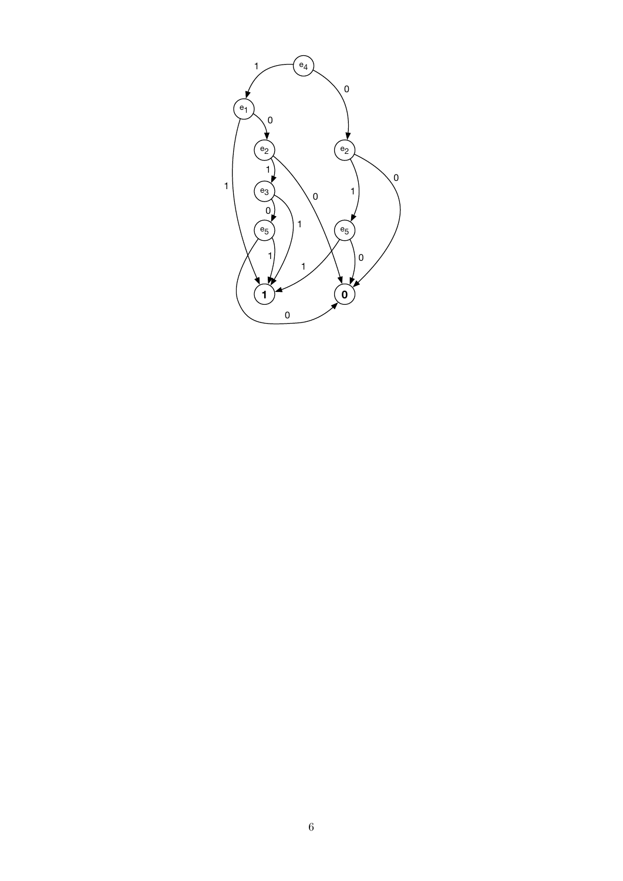$e_4$

1

0

$e_1$

0

$e_2$

$e_2$

1

0

1

$e_3$

0

1

0

$e_5$

1

$e_5$

1

1

0

**1**

**0**

0